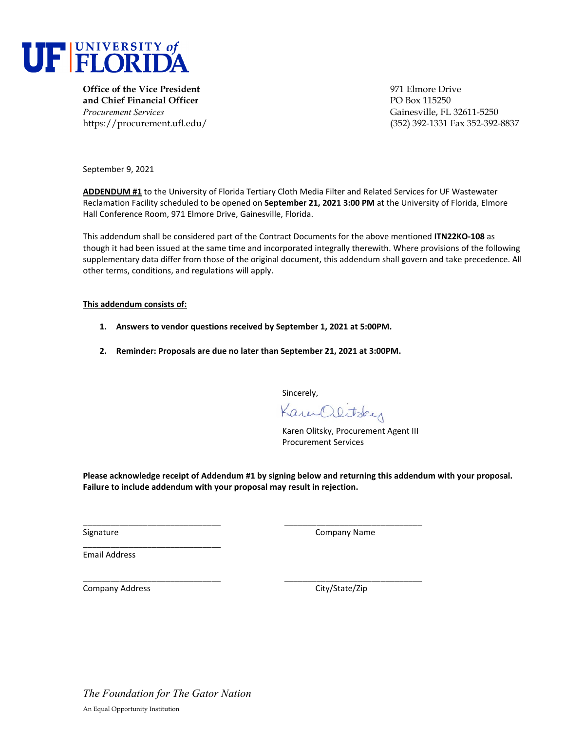# UF UNIVERSITY of FLORIDA

**Office of the Vice President and Chief Financial Officer**
*Procurement Services*
https://procurement.ufl.edu/

971 Elmore Drive
PO Box 115250
Gainesville, FL 32611-5250
(352) 392-1331 Fax 352-392-8837

September 9, 2021

**ADDENDUM #1** to the University of Florida Tertiary Cloth Media Filter and Related Services for UF Wastewater Reclamation Facility scheduled to be opened on **September 21, 2021 3:00 PM** at the University of Florida, Elmore Hall Conference Room, 971 Elmore Drive, Gainesville, Florida.

This addendum shall be considered part of the Contract Documents for the above mentioned **ITN22KO-108** as though it had been issued at the same time and incorporated integrally therewith. Where provisions of the following supplementary data differ from those of the original document, this addendum shall govern and take precedence. All other terms, conditions, and regulations will apply.

**This addendum consists of:**

1. **Answers to vendor questions received by September 1, 2021 at 5:00PM.**
2. **Reminder: Proposals are due no later than September 21, 2021 at 3:00PM.**

Sincerely,

Karen Olitsky

Karen Olitsky, Procurement Agent III
Procurement Services

**Please acknowledge receipt of Addendum #1 by signing below and returning this addendum with your proposal. Failure to include addendum with your proposal may result in rejection.**

\_\_\_\_\_\_\_\_\_\_\_\_\_\_\_\_\_\_\_\_\_\_\_\_\_\_\_\_\_\_ \_\_\_\_\_\_\_\_\_\_\_\_\_\_\_\_\_\_\_\_\_\_\_\_\_\_\_\_\_\_
Signature Company Name

\_\_\_\_\_\_\_\_\_\_\_\_\_\_\_\_\_\_\_\_\_\_\_\_\_\_\_\_\_\_
Email Address

\_\_\_\_\_\_\_\_\_\_\_\_\_\_\_\_\_\_\_\_\_\_\_\_\_\_\_\_\_\_ \_\_\_\_\_\_\_\_\_\_\_\_\_\_\_\_\_\_\_\_\_\_\_\_\_\_\_\_\_\_
Company Address City/State/Zip

*The Foundation for The Gator Nation*

An Equal Opportunity Institution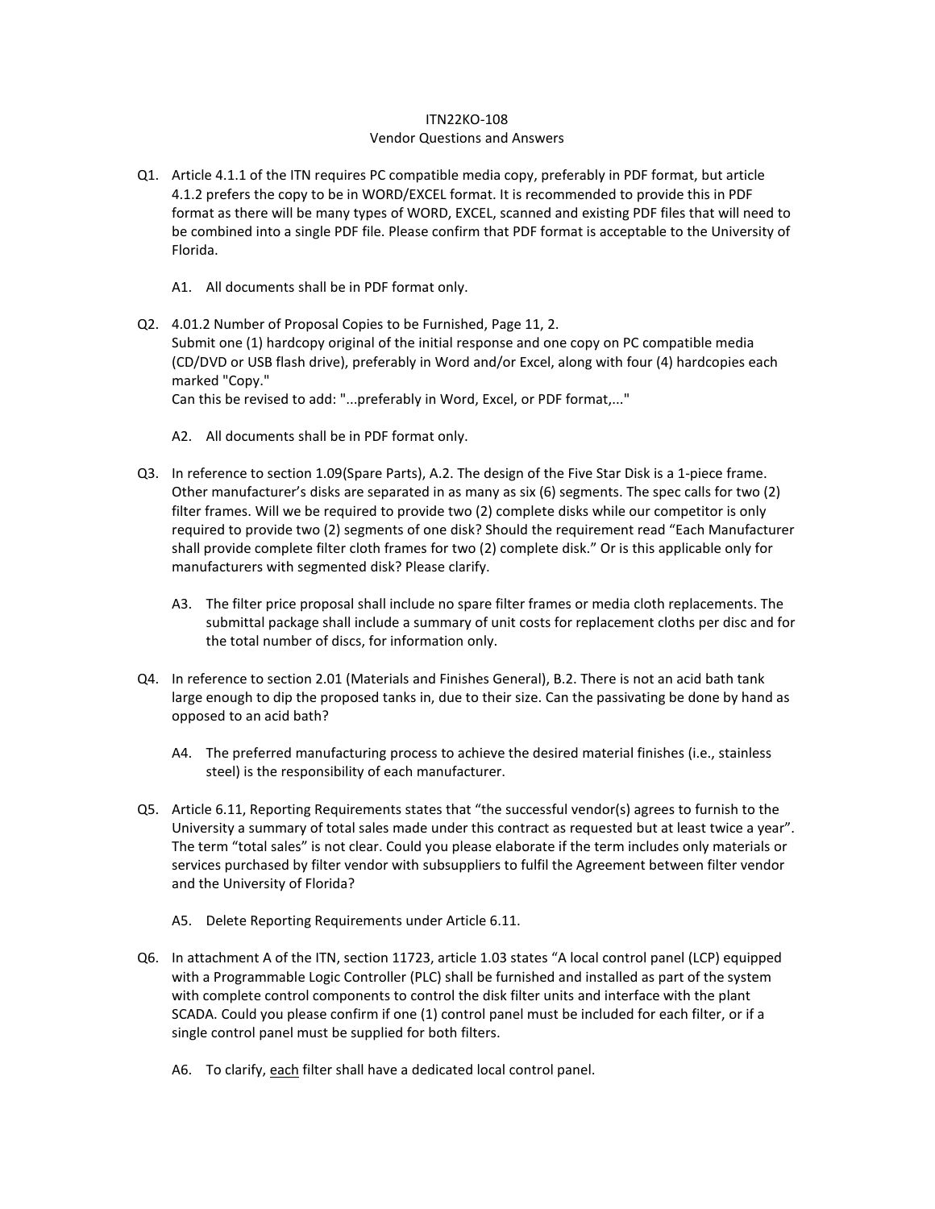ITN22KO-108
Vendor Questions and Answers

Q1. Article 4.1.1 of the ITN requires PC compatible media copy, preferably in PDF format, but article 4.1.2 prefers the copy to be in WORD/EXCEL format. It is recommended to provide this in PDF format as there will be many types of WORD, EXCEL, scanned and existing PDF files that will need to be combined into a single PDF file. Please confirm that PDF format is acceptable to the University of Florida.

A1. All documents shall be in PDF format only.

Q2. 4.01.2 Number of Proposal Copies to be Furnished, Page 11, 2.
Submit one (1) hardcopy original of the initial response and one copy on PC compatible media (CD/DVD or USB flash drive), preferably in Word and/or Excel, along with four (4) hardcopies each marked "Copy."
Can this be revised to add: "...preferably in Word, Excel, or PDF format,..."

A2. All documents shall be in PDF format only.

Q3. In reference to section 1.09(Spare Parts), A.2. The design of the Five Star Disk is a 1-piece frame. Other manufacturer's disks are separated in as many as six (6) segments. The spec calls for two (2) filter frames. Will we be required to provide two (2) complete disks while our competitor is only required to provide two (2) segments of one disk? Should the requirement read "Each Manufacturer shall provide complete filter cloth frames for two (2) complete disk." Or is this applicable only for manufacturers with segmented disk? Please clarify.

A3. The filter price proposal shall include no spare filter frames or media cloth replacements. The submittal package shall include a summary of unit costs for replacement cloths per disc and for the total number of discs, for information only.

Q4. In reference to section 2.01 (Materials and Finishes General), B.2. There is not an acid bath tank large enough to dip the proposed tanks in, due to their size. Can the passivating be done by hand as opposed to an acid bath?

A4. The preferred manufacturing process to achieve the desired material finishes (i.e., stainless steel) is the responsibility of each manufacturer.

Q5. Article 6.11, Reporting Requirements states that "the successful vendor(s) agrees to furnish to the University a summary of total sales made under this contract as requested but at least twice a year". The term "total sales" is not clear. Could you please elaborate if the term includes only materials or services purchased by filter vendor with subsuppliers to fulfil the Agreement between filter vendor and the University of Florida?

A5. Delete Reporting Requirements under Article 6.11.

Q6. In attachment A of the ITN, section 11723, article 1.03 states "A local control panel (LCP) equipped with a Programmable Logic Controller (PLC) shall be furnished and installed as part of the system with complete control components to control the disk filter units and interface with the plant SCADA. Could you please confirm if one (1) control panel must be included for each filter, or if a single control panel must be supplied for both filters.

A6. To clarify, <u>each</u> filter shall have a dedicated local control panel.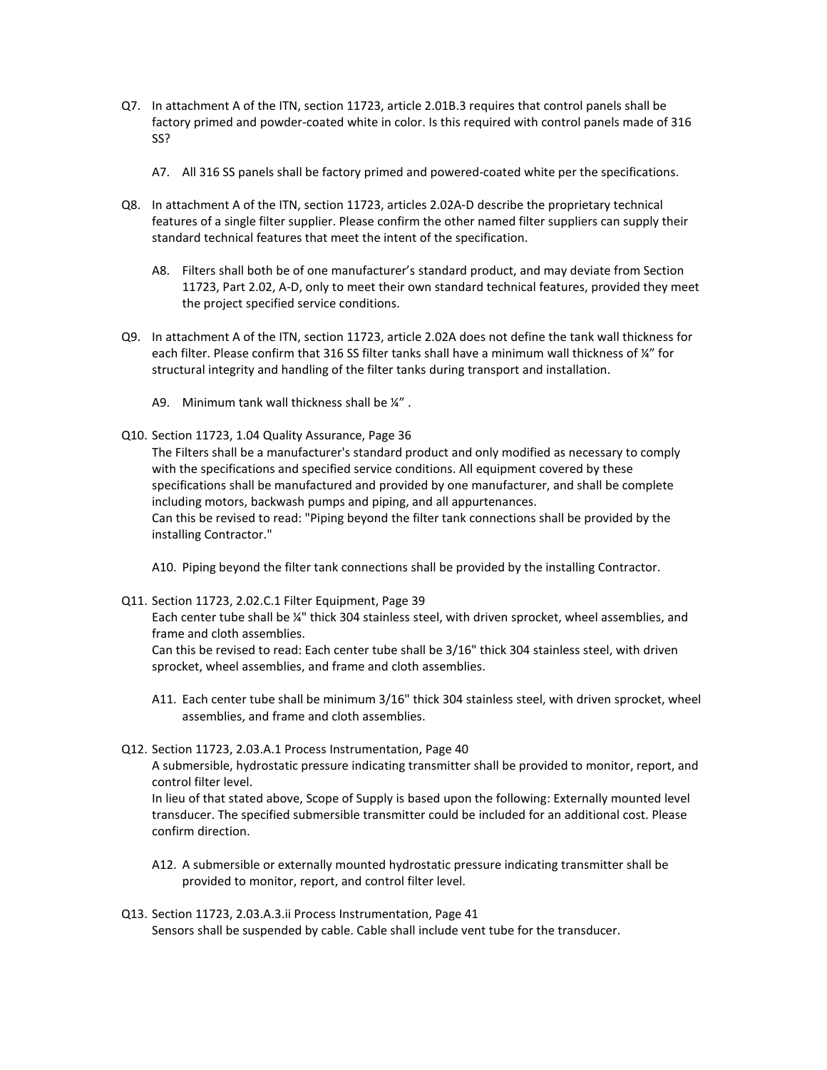Q7. In attachment A of the ITN, section 11723, article 2.01B.3 requires that control panels shall be factory primed and powder-coated white in color. Is this required with control panels made of 316 SS?

A7. All 316 SS panels shall be factory primed and powered-coated white per the specifications.

Q8. In attachment A of the ITN, section 11723, articles 2.02A-D describe the proprietary technical features of a single filter supplier. Please confirm the other named filter suppliers can supply their standard technical features that meet the intent of the specification.

A8. Filters shall both be of one manufacturer's standard product, and may deviate from Section 11723, Part 2.02, A-D, only to meet their own standard technical features, provided they meet the project specified service conditions.

Q9. In attachment A of the ITN, section 11723, article 2.02A does not define the tank wall thickness for each filter. Please confirm that 316 SS filter tanks shall have a minimum wall thickness of ¼" for structural integrity and handling of the filter tanks during transport and installation.

A9. Minimum tank wall thickness shall be ¼" .

Q10. Section 11723, 1.04 Quality Assurance, Page 36
The Filters shall be a manufacturer's standard product and only modified as necessary to comply with the specifications and specified service conditions. All equipment covered by these specifications shall be manufactured and provided by one manufacturer, and shall be complete including motors, backwash pumps and piping, and all appurtenances.
Can this be revised to read: "Piping beyond the filter tank connections shall be provided by the installing Contractor."

A10. Piping beyond the filter tank connections shall be provided by the installing Contractor.

Q11. Section 11723, 2.02.C.1 Filter Equipment, Page 39
Each center tube shall be ¼" thick 304 stainless steel, with driven sprocket, wheel assemblies, and frame and cloth assemblies.
Can this be revised to read: Each center tube shall be 3/16" thick 304 stainless steel, with driven sprocket, wheel assemblies, and frame and cloth assemblies.

A11. Each center tube shall be minimum 3/16" thick 304 stainless steel, with driven sprocket, wheel assemblies, and frame and cloth assemblies.

Q12. Section 11723, 2.03.A.1 Process Instrumentation, Page 40
A submersible, hydrostatic pressure indicating transmitter shall be provided to monitor, report, and control filter level.
In lieu of that stated above, Scope of Supply is based upon the following: Externally mounted level transducer. The specified submersible transmitter could be included for an additional cost. Please confirm direction.

A12. A submersible or externally mounted hydrostatic pressure indicating transmitter shall be provided to monitor, report, and control filter level.

Q13. Section 11723, 2.03.A.3.ii Process Instrumentation, Page 41
Sensors shall be suspended by cable. Cable shall include vent tube for the transducer.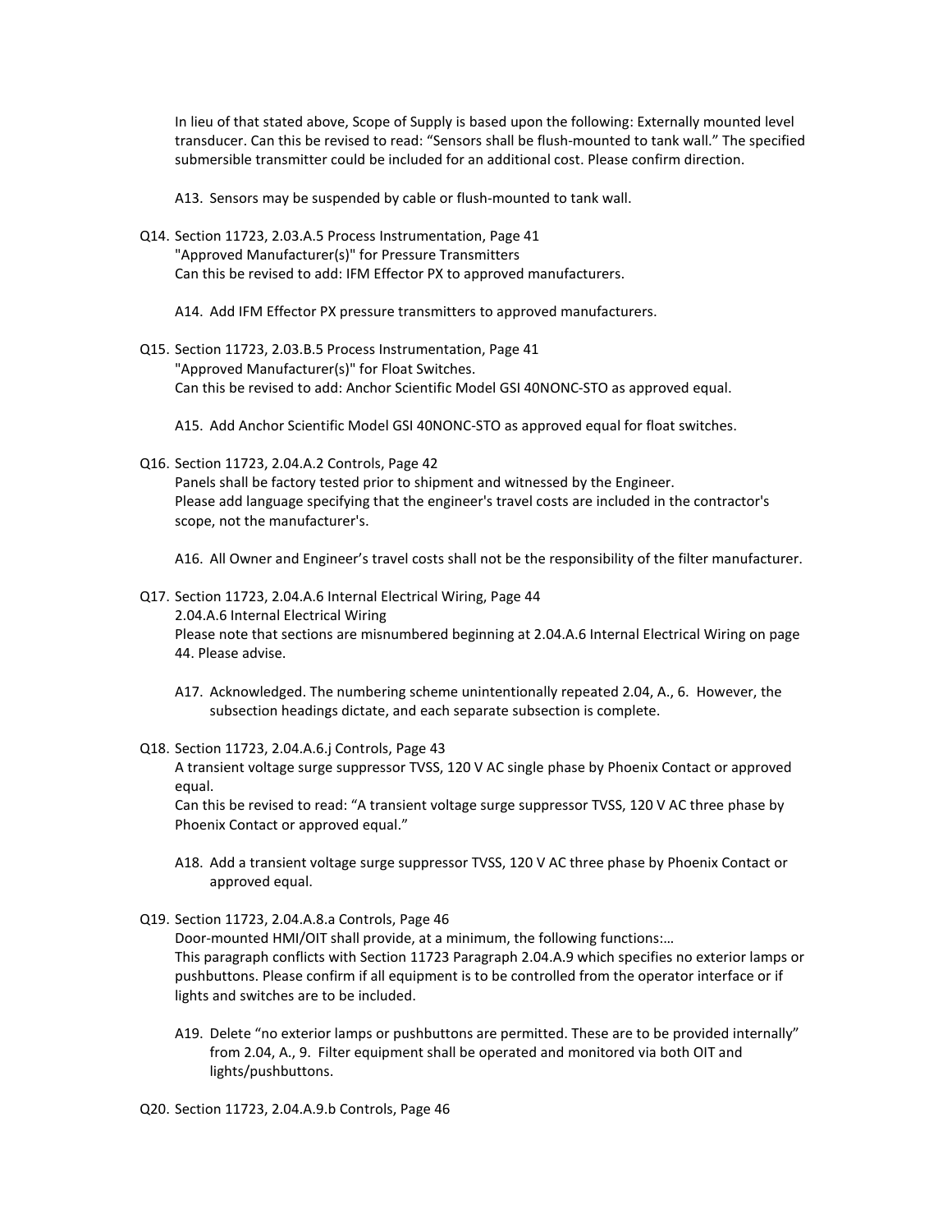In lieu of that stated above, Scope of Supply is based upon the following: Externally mounted level transducer. Can this be revised to read: "Sensors shall be flush-mounted to tank wall." The specified submersible transmitter could be included for an additional cost. Please confirm direction.

A13. Sensors may be suspended by cable or flush-mounted to tank wall.

Q14. Section 11723, 2.03.A.5 Process Instrumentation, Page 41
"Approved Manufacturer(s)" for Pressure Transmitters
Can this be revised to add: IFM Effector PX to approved manufacturers.

A14. Add IFM Effector PX pressure transmitters to approved manufacturers.

Q15. Section 11723, 2.03.B.5 Process Instrumentation, Page 41
"Approved Manufacturer(s)" for Float Switches.
Can this be revised to add: Anchor Scientific Model GSI 40NONC-STO as approved equal.

A15. Add Anchor Scientific Model GSI 40NONC-STO as approved equal for float switches.

Q16. Section 11723, 2.04.A.2 Controls, Page 42
Panels shall be factory tested prior to shipment and witnessed by the Engineer.
Please add language specifying that the engineer's travel costs are included in the contractor's scope, not the manufacturer's.

A16. All Owner and Engineer's travel costs shall not be the responsibility of the filter manufacturer.

Q17. Section 11723, 2.04.A.6 Internal Electrical Wiring, Page 44
2.04.A.6 Internal Electrical Wiring
Please note that sections are misnumbered beginning at 2.04.A.6 Internal Electrical Wiring on page 44. Please advise.

A17. Acknowledged. The numbering scheme unintentionally repeated 2.04, A., 6. However, the subsection headings dictate, and each separate subsection is complete.

Q18. Section 11723, 2.04.A.6.j Controls, Page 43
A transient voltage surge suppressor TVSS, 120 V AC single phase by Phoenix Contact or approved equal.
Can this be revised to read: "A transient voltage surge suppressor TVSS, 120 V AC three phase by Phoenix Contact or approved equal."

A18. Add a transient voltage surge suppressor TVSS, 120 V AC three phase by Phoenix Contact or approved equal.

Q19. Section 11723, 2.04.A.8.a Controls, Page 46
Door-mounted HMI/OIT shall provide, at a minimum, the following functions:…
This paragraph conflicts with Section 11723 Paragraph 2.04.A.9 which specifies no exterior lamps or pushbuttons. Please confirm if all equipment is to be controlled from the operator interface or if lights and switches are to be included.

A19. Delete "no exterior lamps or pushbuttons are permitted. These are to be provided internally" from 2.04, A., 9. Filter equipment shall be operated and monitored via both OIT and lights/pushbuttons.

Q20. Section 11723, 2.04.A.9.b Controls, Page 46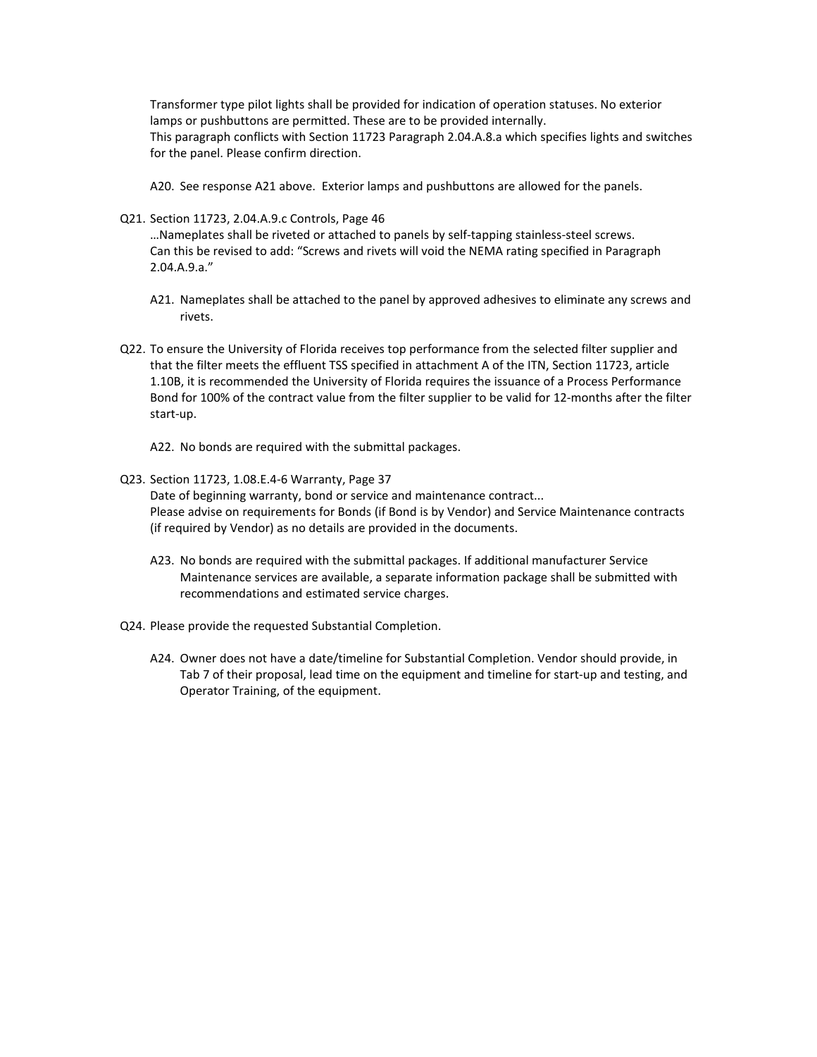Transformer type pilot lights shall be provided for indication of operation statuses. No exterior lamps or pushbuttons are permitted. These are to be provided internally.
This paragraph conflicts with Section 11723 Paragraph 2.04.A.8.a which specifies lights and switches for the panel. Please confirm direction.

A20. See response A21 above. Exterior lamps and pushbuttons are allowed for the panels.

Q21. Section 11723, 2.04.A.9.c Controls, Page 46
…Nameplates shall be riveted or attached to panels by self-tapping stainless-steel screws.
Can this be revised to add: "Screws and rivets will void the NEMA rating specified in Paragraph 2.04.A.9.a."

A21. Nameplates shall be attached to the panel by approved adhesives to eliminate any screws and rivets.

Q22. To ensure the University of Florida receives top performance from the selected filter supplier and that the filter meets the effluent TSS specified in attachment A of the ITN, Section 11723, article 1.10B, it is recommended the University of Florida requires the issuance of a Process Performance Bond for 100% of the contract value from the filter supplier to be valid for 12-months after the filter start-up.

A22. No bonds are required with the submittal packages.

Q23. Section 11723, 1.08.E.4-6 Warranty, Page 37
Date of beginning warranty, bond or service and maintenance contract...
Please advise on requirements for Bonds (if Bond is by Vendor) and Service Maintenance contracts (if required by Vendor) as no details are provided in the documents.

A23. No bonds are required with the submittal packages. If additional manufacturer Service Maintenance services are available, a separate information package shall be submitted with recommendations and estimated service charges.

Q24. Please provide the requested Substantial Completion.

A24. Owner does not have a date/timeline for Substantial Completion. Vendor should provide, in Tab 7 of their proposal, lead time on the equipment and timeline for start-up and testing, and Operator Training, of the equipment.